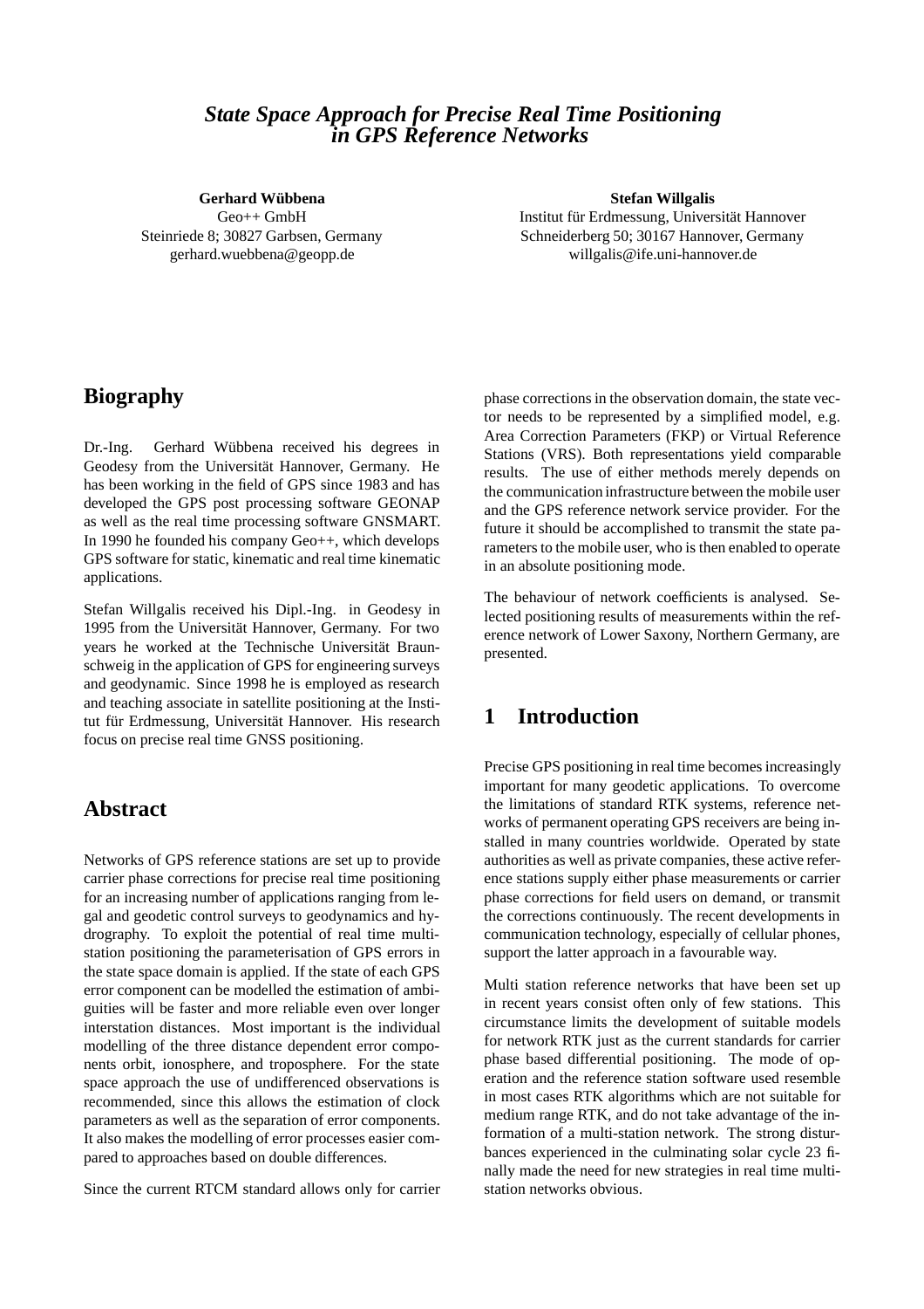# State Space Approach for Precise Real Time Positioning in GPS Reference Networks

**Gerhard Wübbena**
Geo++ GmbH
Steinriede 8; 30827 Garbsen, Germany
gerhard.wuebbena@geopp.de

**Stefan Willgalis**
Institut für Erdmessung, Universität Hannover
Schneiderberg 50; 30167 Hannover, Germany
willgalis@ife.uni-hannover.de

## Biography

Dr.-Ing. Gerhard Wübbena received his degrees in Geodesy from the Universität Hannover, Germany. He has been working in the field of GPS since 1983 and has developed the GPS post processing software GEONAP as well as the real time processing software GNSMART. In 1990 he founded his company Geo++, which develops GPS software for static, kinematic and real time kinematic applications.

Stefan Willgalis received his Dipl.-Ing. in Geodesy in 1995 from the Universität Hannover, Germany. For two years he worked at the Technische Universität Braunschweig in the application of GPS for engineering surveys and geodynamic. Since 1998 he is employed as research and teaching associate in satellite positioning at the Institut für Erdmessung, Universität Hannover. His research focus on precise real time GNSS positioning.

## Abstract

Networks of GPS reference stations are set up to provide carrier phase corrections for precise real time positioning for an increasing number of applications ranging from legal and geodetic control surveys to geodynamics and hydrography. To exploit the potential of real time multi-station positioning the parameterisation of GPS errors in the state space domain is applied. If the state of each GPS error component can be modelled the estimation of ambiguities will be faster and more reliable even over longer interstation distances. Most important is the individual modelling of the three distance dependent error components orbit, ionosphere, and troposphere. For the state space approach the use of undifferenced observations is recommended, since this allows the estimation of clock parameters as well as the separation of error components. It also makes the modelling of error processes easier compared to approaches based on double differences.

Since the current RTCM standard allows only for carrier phase corrections in the observation domain, the state vector needs to be represented by a simplified model, e.g. Area Correction Parameters (FKP) or Virtual Reference Stations (VRS). Both representations yield comparable results. The use of either methods merely depends on the communication infrastructure between the mobile user and the GPS reference network service provider. For the future it should be accomplished to transmit the state parameters to the mobile user, who is then enabled to operate in an absolute positioning mode.

The behaviour of network coefficients is analysed. Selected positioning results of measurements within the reference network of Lower Saxony, Northern Germany, are presented.

## 1 Introduction

Precise GPS positioning in real time becomes increasingly important for many geodetic applications. To overcome the limitations of standard RTK systems, reference networks of permanent operating GPS receivers are being installed in many countries worldwide. Operated by state authorities as well as private companies, these active reference stations supply either phase measurements or carrier phase corrections for field users on demand, or transmit the corrections continuously. The recent developments in communication technology, especially of cellular phones, support the latter approach in a favourable way.

Multi station reference networks that have been set up in recent years consist often only of few stations. This circumstance limits the development of suitable models for network RTK just as the current standards for carrier phase based differential positioning. The mode of operation and the reference station software used resemble in most cases RTK algorithms which are not suitable for medium range RTK, and do not take advantage of the information of a multi-station network. The strong disturbances experienced in the culminating solar cycle 23 finally made the need for new strategies in real time multi-station networks obvious.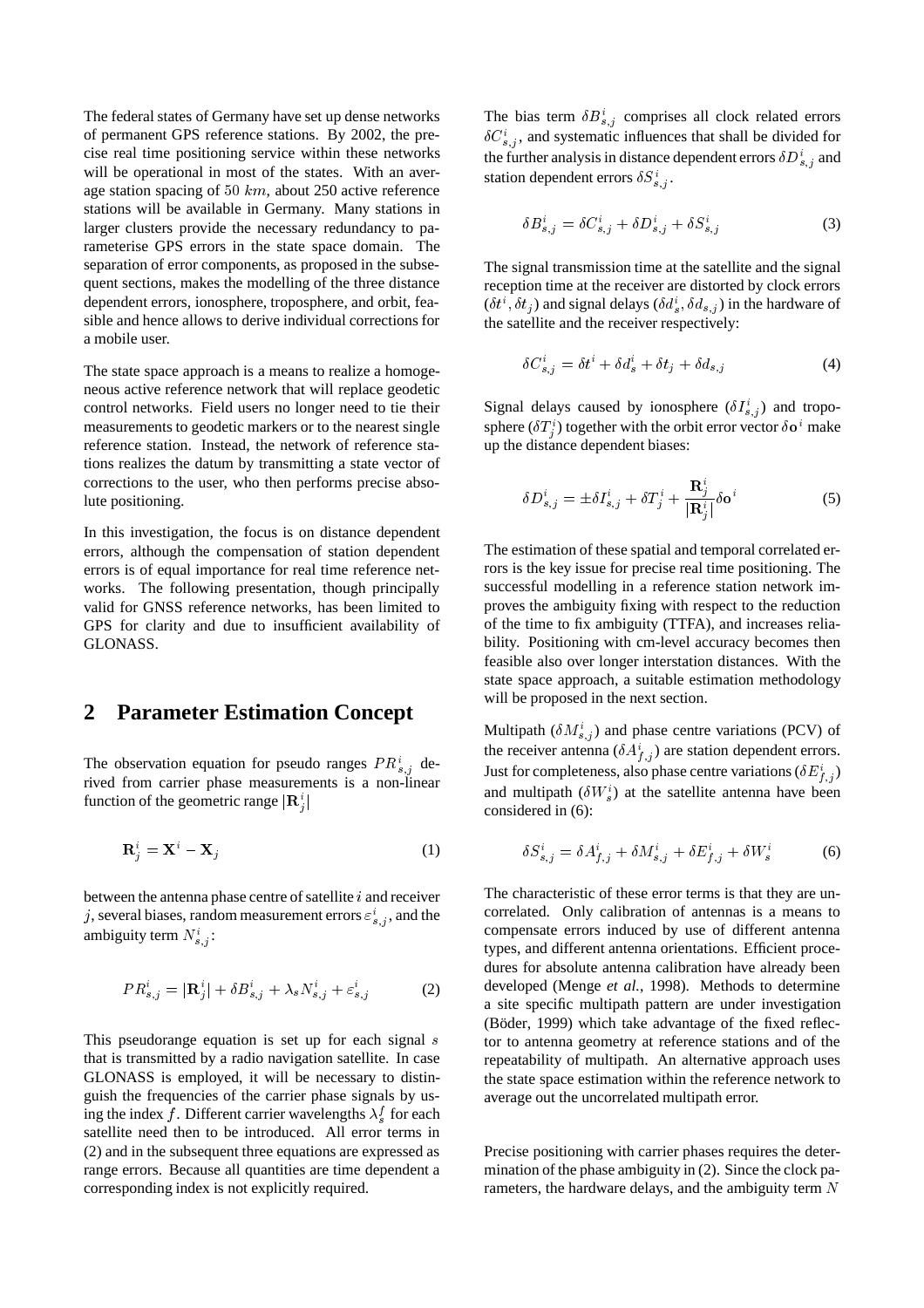The federal states of Germany have set up dense networks of permanent GPS reference stations. By 2002, the precise real time positioning service within these networks will be operational in most of the states. With an average station spacing of $50\ km$, about 250 active reference stations will be available in Germany. Many stations in larger clusters provide the necessary redundancy to parameterise GPS errors in the state space domain. The separation of error components, as proposed in the subsequent sections, makes the modelling of the three distance dependent errors, ionosphere, troposphere, and orbit, feasible and hence allows to derive individual corrections for a mobile user.

The state space approach is a means to realize a homogeneous active reference network that will replace geodetic control networks. Field users no longer need to tie their measurements to geodetic markers or to the nearest single reference station. Instead, the network of reference stations realizes the datum by transmitting a state vector of corrections to the user, who then performs precise absolute positioning.

In this investigation, the focus is on distance dependent errors, although the compensation of station dependent errors is of equal importance for real time reference networks. The following presentation, though principally valid for GNSS reference networks, has been limited to GPS for clarity and due to insufficient availability of GLONASS.

## 2 Parameter Estimation Concept

The observation equation for pseudo ranges $PR^i_{s,j}$ derived from carrier phase measurements is a non-linear function of the geometric range $|\mathbf{R}^i_j|$

$$\mathbf{R}^i_j = \mathbf{X}^i - \mathbf{X}_j \tag{1}$$

between the antenna phase centre of satellite $i$ and receiver $j$, several biases, random measurement errors $\varepsilon^i_{s,j}$, and the ambiguity term $N^i_{s,j}$:

$$PR^i_{s,j} = |\mathbf{R}^i_j| + \delta B^i_{s,j} + \lambda_s N^i_{s,j} + \varepsilon^i_{s,j} \tag{2}$$

This pseudorange equation is set up for each signal $s$ that is transmitted by a radio navigation satellite. In case GLONASS is employed, it will be necessary to distinguish the frequencies of the carrier phase signals by using the index $f$. Different carrier wavelengths $\lambda^f_s$ for each satellite need then to be introduced. All error terms in (2) and in the subsequent three equations are expressed as range errors. Because all quantities are time dependent a corresponding index is not explicitly required.

The bias term $\delta B^i_{s,j}$ comprises all clock related errors $\delta C^i_{s,j}$, and systematic influences that shall be divided for the further analysis in distance dependent errors $\delta D^i_{s,j}$ and station dependent errors $\delta S^i_{s,j}$.

$$\delta B^i_{s,j} = \delta C^i_{s,j} + \delta D^i_{s,j} + \delta S^i_{s,j} \tag{3}$$

The signal transmission time at the satellite and the signal reception time at the receiver are distorted by clock errors ($\delta t^i, \delta t_j$) and signal delays ($\delta d^i_s, \delta d_{s,j}$) in the hardware of the satellite and the receiver respectively:

$$\delta C^i_{s,j} = \delta t^i + \delta d^i_s + \delta t_j + \delta d_{s,j} \tag{4}$$

Signal delays caused by ionosphere ($\delta I^i_{s,j}$) and troposphere ($\delta T^i_j$) together with the orbit error vector $\delta \mathbf{o}^i$ make up the distance dependent biases:

$$\delta D^i_{s,j} = \pm \delta I^i_{s,j} + \delta T^i_j + \frac{\mathbf{R}^i_j}{|\mathbf{R}^i_j|} \delta \mathbf{o}^i \tag{5}$$

The estimation of these spatial and temporal correlated errors is the key issue for precise real time positioning. The successful modelling in a reference station network improves the ambiguity fixing with respect to the reduction of the time to fix ambiguity (TTFA), and increases reliability. Positioning with cm-level accuracy becomes then feasible also over longer interstation distances. With the state space approach, a suitable estimation methodology will be proposed in the next section.

Multipath ($\delta M^i_{s,j}$) and phase centre variations (PCV) of the receiver antenna ($\delta A^i_{f,j}$) are station dependent errors. Just for completeness, also phase centre variations ($\delta E^i_{f,j}$) and multipath ($\delta W^i_s$) at the satellite antenna have been considered in (6):

$$\delta S^i_{s,j} = \delta A^i_{f,j} + \delta M^i_{s,j} + \delta E^i_{f,j} + \delta W^i_s \tag{6}$$

The characteristic of these error terms is that they are uncorrelated. Only calibration of antennas is a means to compensate errors induced by use of different antenna types, and different antenna orientations. Efficient procedures for absolute antenna calibration have already been developed (Menge *et al.*, 1998). Methods to determine a site specific multipath pattern are under investigation (Böder, 1999) which take advantage of the fixed reflector to antenna geometry at reference stations and of the repeatability of multipath. An alternative approach uses the state space estimation within the reference network to average out the uncorrelated multipath error.

Precise positioning with carrier phases requires the determination of the phase ambiguity in (2). Since the clock parameters, the hardware delays, and the ambiguity term $N$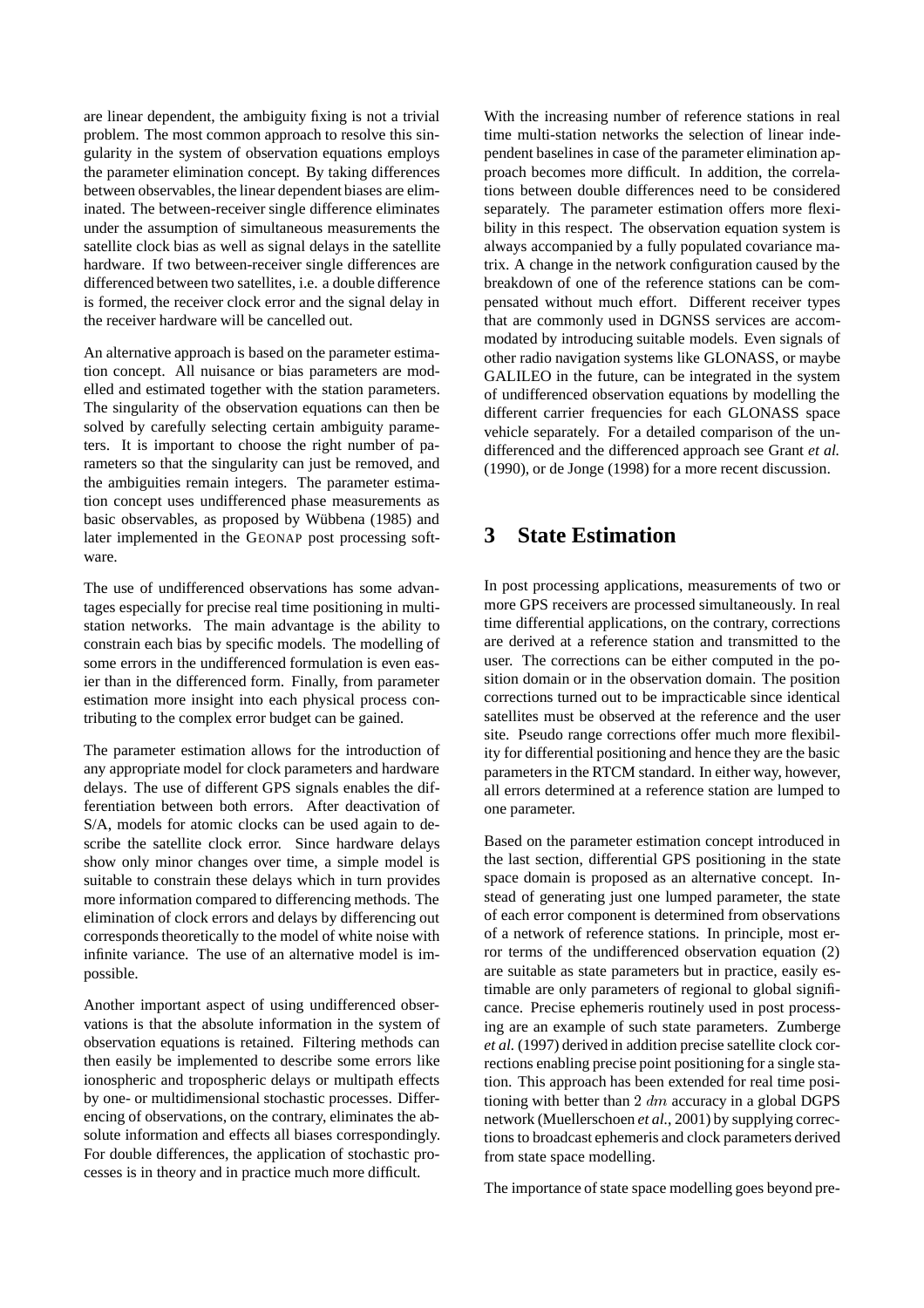are linear dependent, the ambiguity fixing is not a trivial problem. The most common approach to resolve this singularity in the system of observation equations employs the parameter elimination concept. By taking differences between observables, the linear dependent biases are eliminated. The between-receiver single difference eliminates under the assumption of simultaneous measurements the satellite clock bias as well as signal delays in the satellite hardware. If two between-receiver single differences are differenced between two satellites, i.e. a double difference is formed, the receiver clock error and the signal delay in the receiver hardware will be cancelled out.

An alternative approach is based on the parameter estimation concept. All nuisance or bias parameters are modelled and estimated together with the station parameters. The singularity of the observation equations can then be solved by carefully selecting certain ambiguity parameters. It is important to choose the right number of parameters so that the singularity can just be removed, and the ambiguities remain integers. The parameter estimation concept uses undifferenced phase measurements as basic observables, as proposed by Wübbena (1985) and later implemented in the GEONAP post processing software.

The use of undifferenced observations has some advantages especially for precise real time positioning in multi-station networks. The main advantage is the ability to constrain each bias by specific models. The modelling of some errors in the undifferenced formulation is even easier than in the differenced form. Finally, from parameter estimation more insight into each physical process contributing to the complex error budget can be gained.

The parameter estimation allows for the introduction of any appropriate model for clock parameters and hardware delays. The use of different GPS signals enables the differentiation between both errors. After deactivation of S/A, models for atomic clocks can be used again to describe the satellite clock error. Since hardware delays show only minor changes over time, a simple model is suitable to constrain these delays which in turn provides more information compared to differencing methods. The elimination of clock errors and delays by differencing out corresponds theoretically to the model of white noise with infinite variance. The use of an alternative model is impossible.

Another important aspect of using undifferenced observations is that the absolute information in the system of observation equations is retained. Filtering methods can then easily be implemented to describe some errors like ionospheric and tropospheric delays or multipath effects by one- or multidimensional stochastic processes. Differencing of observations, on the contrary, eliminates the absolute information and effects all biases correspondingly. For double differences, the application of stochastic processes is in theory and in practice much more difficult.

With the increasing number of reference stations in real time multi-station networks the selection of linear independent baselines in case of the parameter elimination approach becomes more difficult. In addition, the correlations between double differences need to be considered separately. The parameter estimation offers more flexibility in this respect. The observation equation system is always accompanied by a fully populated covariance matrix. A change in the network configuration caused by the breakdown of one of the reference stations can be compensated without much effort. Different receiver types that are commonly used in DGNSS services are accommodated by introducing suitable models. Even signals of other radio navigation systems like GLONASS, or maybe GALILEO in the future, can be integrated in the system of undifferenced observation equations by modelling the different carrier frequencies for each GLONASS space vehicle separately. For a detailed comparison of the undifferenced and the differenced approach see Grant *et al.* (1990), or de Jonge (1998) for a more recent discussion.

# 3 State Estimation

In post processing applications, measurements of two or more GPS receivers are processed simultaneously. In real time differential applications, on the contrary, corrections are derived at a reference station and transmitted to the user. The corrections can be either computed in the position domain or in the observation domain. The position corrections turned out to be impracticable since identical satellites must be observed at the reference and the user site. Pseudo range corrections offer much more flexibility for differential positioning and hence they are the basic parameters in the RTCM standard. In either way, however, all errors determined at a reference station are lumped to one parameter.

Based on the parameter estimation concept introduced in the last section, differential GPS positioning in the state space domain is proposed as an alternative concept. Instead of generating just one lumped parameter, the state of each error component is determined from observations of a network of reference stations. In principle, most error terms of the undifferenced observation equation (2) are suitable as state parameters but in practice, easily estimable are only parameters of regional to global significance. Precise ephemeris routinely used in post processing are an example of such state parameters. Zumberge *et al.* (1997) derived in addition precise satellite clock corrections enabling precise point positioning for a single station. This approach has been extended for real time positioning with better than 2 $dm$ accuracy in a global DGPS network (Muellerschoen *et al.*, 2001) by supplying corrections to broadcast ephemeris and clock parameters derived from state space modelling.

The importance of state space modelling goes beyond pre-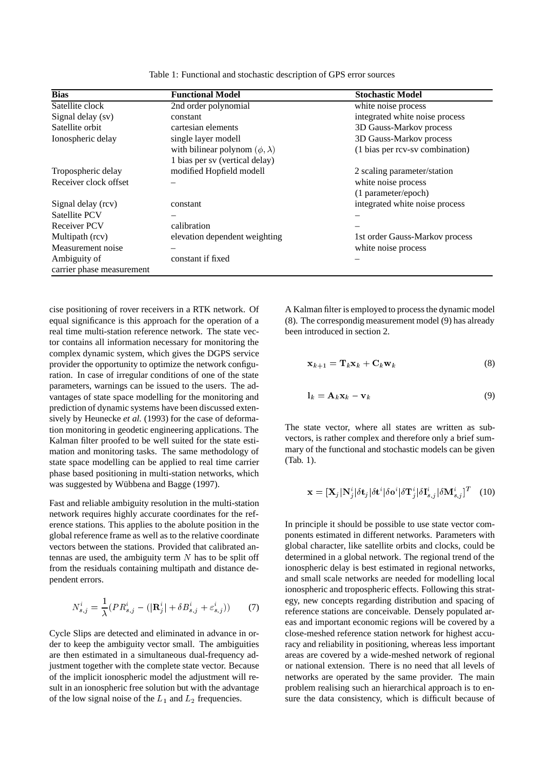Table 1: Functional and stochastic description of GPS error sources

| **Bias** | **Functional Model** | **Stochastic Model** |
|---|---|---|
| Satellite clock | 2nd order polynomial | white noise process |
| Signal delay (sv) | constant | integrated white noise process |
| Satellite orbit | cartesian elements | 3D Gauss-Markov process |
| Ionospheric delay | single layer modell with bilinear polynom $(\phi, \lambda)$ 1 bias per sv (vertical delay) | 3D Gauss-Markov process (1 bias per rcv-sv combination) |
| Tropospheric delay | modified Hopfield modell | 2 scaling parameter/station |
| Receiver clock offset | – | white noise process (1 parameter/epoch) |
| Signal delay (rcv) | constant | integrated white noise process |
| Satellite PCV | – | – |
| Receiver PCV | calibration | – |
| Multipath (rcv) | elevation dependent weighting | 1st order Gauss-Markov process |
| Measurement noise | – | white noise process |
| Ambiguity of carrier phase measurement | constant if fixed | – |

cise positioning of rover receivers in a RTK network. Of equal significance is this approach for the operation of a real time multi-station reference network. The state vector contains all information necessary for monitoring the complex dynamic system, which gives the DGPS service provider the opportunity to optimize the network configuration. In case of irregular conditions of one of the state parameters, warnings can be issued to the users. The advantages of state space modelling for the monitoring and prediction of dynamic systems have been discussed extensively by Heunecke *et al.* (1993) for the case of deformation monitoring in geodetic engineering applications. The Kalman filter proofed to be well suited for the state estimation and monitoring tasks. The same methodology of state space modelling can be applied to real time carrier phase based positioning in multi-station networks, which was suggested by Wübbena and Bagge (1997).

Fast and reliable ambiguity resolution in the multi-station network requires highly accurate coordinates for the reference stations. This applies to the abolute position in the global reference frame as well as to the relative coordinate vectors between the stations. Provided that calibrated antennas are used, the ambiguity term $N$ has to be split off from the residuals containing multipath and distance dependent errors.

$$N^i_{s,j} = \frac{1}{\lambda}(PR^i_{s,j} - (|\mathbf{R}^i_j| + \delta B^i_{s,j} + \varepsilon^i_{s,j})) \qquad (7)$$

Cycle Slips are detected and eliminated in advance in order to keep the ambiguity vector small. The ambiguities are then estimated in a simultaneous dual-frequency adjustment together with the complete state vector. Because of the implicit ionospheric model the adjustment will result in an ionospheric free solution but with the advantage of the low signal noise of the $L_1$ and $L_2$ frequencies.

A Kalman filter is employed to process the dynamic model (8). The correspondig measurement model (9) has already been introduced in section 2.

$$\mathbf{x}_{k+1} = \mathbf{T}_k \mathbf{x}_k + \mathbf{C}_k \mathbf{w}_k \qquad (8)$$

$$\mathbf{l}_k = \mathbf{A}_k \mathbf{x}_k - \mathbf{v}_k \qquad (9)$$

The state vector, where all states are written as subvectors, is rather complex and therefore only a brief summary of the functional and stochastic models can be given (Tab. 1).

$$\mathbf{x} = [\mathbf{X}_j|\mathbf{N}^i_j|\delta\mathbf{t}_j|\delta\mathbf{t}^i|\delta\mathbf{o}^i|\delta\mathbf{T}^i_j|\delta\mathbf{I}^i_{s,j}|\delta\mathbf{M}^i_{s,j}]^T \qquad (10)$$

In principle it should be possible to use state vector components estimated in different networks. Parameters with global character, like satellite orbits and clocks, could be determined in a global network. The regional trend of the ionospheric delay is best estimated in regional networks, and small scale networks are needed for modelling local ionospheric and tropospheric effects. Following this strategy, new concepts regarding distribution and spacing of reference stations are conceivable. Densely populated areas and important economic regions will be covered by a close-meshed reference station network for highest accuracy and reliability in positioning, whereas less important areas are covered by a wide-meshed network of regional or national extension. There is no need that all levels of networks are operated by the same provider. The main problem realising such an hierarchical approach is to ensure the data consistency, which is difficult because of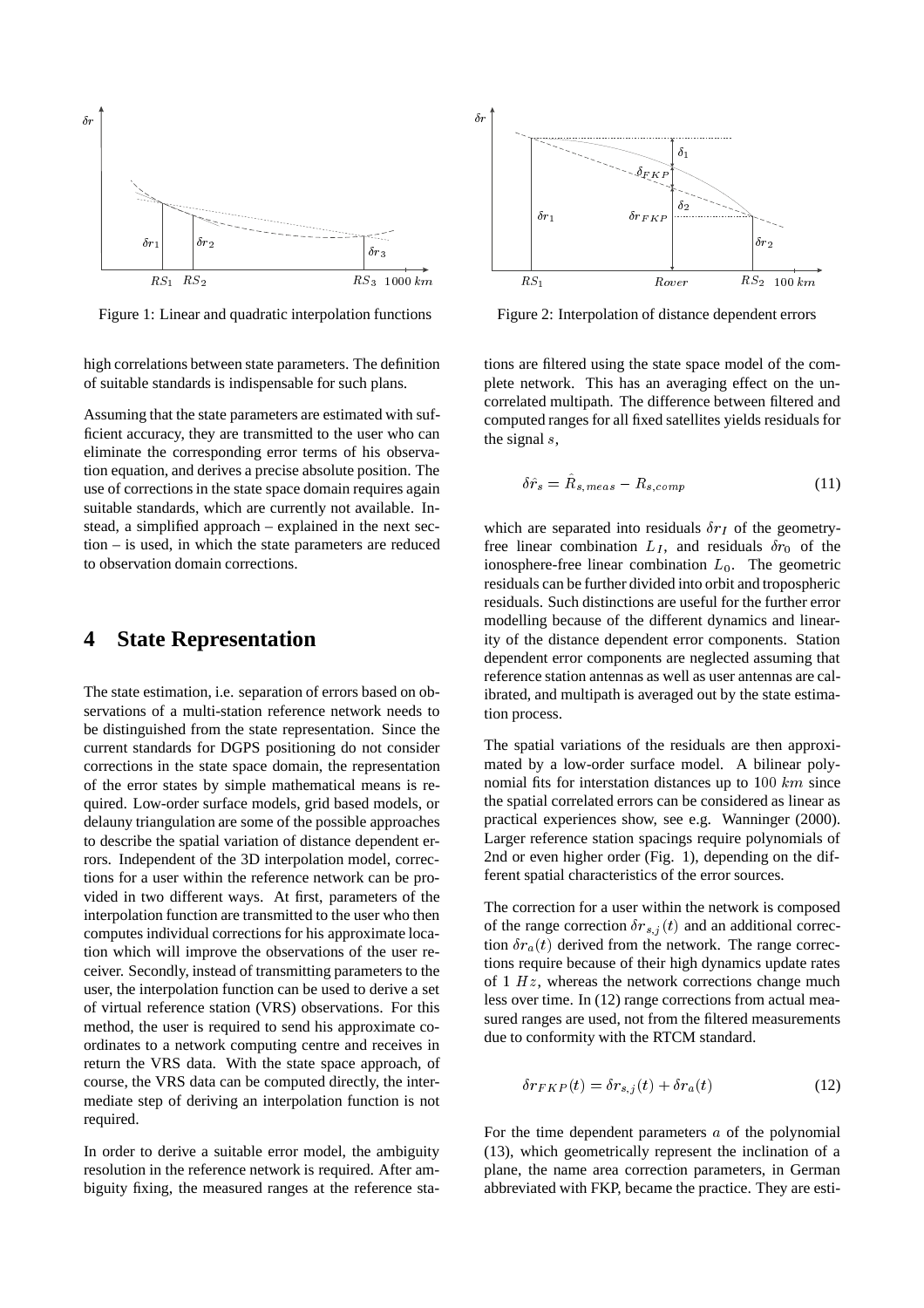Figure 1: Linear and quadratic interpolation functions

Figure 2: Interpolation of distance dependent errors

high correlations between state parameters. The definition of suitable standards is indispensable for such plans.

Assuming that the state parameters are estimated with sufficient accuracy, they are transmitted to the user who can eliminate the corresponding error terms of his observation equation, and derives a precise absolute position. The use of corrections in the state space domain requires again suitable standards, which are currently not available. Instead, a simplified approach – explained in the next section – is used, in which the state parameters are reduced to observation domain corrections.

# 4 State Representation

The state estimation, i.e. separation of errors based on observations of a multi-station reference network needs to be distinguished from the state representation. Since the current standards for DGPS positioning do not consider corrections in the state space domain, the representation of the error states by simple mathematical means is required. Low-order surface models, grid based models, or delauny triangulation are some of the possible approaches to describe the spatial variation of distance dependent errors. Independent of the 3D interpolation model, corrections for a user within the reference network can be provided in two different ways. At first, parameters of the interpolation function are transmitted to the user who then computes individual corrections for his approximate location which will improve the observations of the user receiver. Secondly, instead of transmitting parameters to the user, the interpolation function can be used to derive a set of virtual reference station (VRS) observations. For this method, the user is required to send his approximate coordinates to a network computing centre and receives in return the VRS data. With the state space approach, of course, the VRS data can be computed directly, the intermediate step of deriving an interpolation function is not required.

In order to derive a suitable error model, the ambiguity resolution in the reference network is required. After ambiguity fixing, the measured ranges at the reference stations are filtered using the state space model of the complete network. This has an averaging effect on the uncorrelated multipath. The difference between filtered and computed ranges for all fixed satellites yields residuals for the signal $s$,

$$\delta\hat{r}_s = \hat{R}_{s,meas} - R_{s,comp} \tag{11}$$

which are separated into residuals $\delta r_I$ of the geometry-free linear combination $L_I$, and residuals $\delta r_0$ of the ionosphere-free linear combination $L_0$. The geometric residuals can be further divided into orbit and tropospheric residuals. Such distinctions are useful for the further error modelling because of the different dynamics and linearity of the distance dependent error components. Station dependent error components are neglected assuming that reference station antennas as well as user antennas are calibrated, and multipath is averaged out by the state estimation process.

The spatial variations of the residuals are then approximated by a low-order surface model. A bilinear polynomial fits for interstation distances up to $100\ km$ since the spatial correlated errors can be considered as linear as practical experiences show, see e.g. Wanninger (2000). Larger reference station spacings require polynomials of 2nd or even higher order (Fig. 1), depending on the different spatial characteristics of the error sources.

The correction for a user within the network is composed of the range correction $\delta r_{s,j}(t)$ and an additional correction $\delta r_a(t)$ derived from the network. The range corrections require because of their high dynamics update rates of 1 $Hz$, whereas the network corrections change much less over time. In (12) range corrections from actual measured ranges are used, not from the filtered measurements due to conformity with the RTCM standard.

$$\delta r_{FKP}(t) = \delta r_{s,j}(t) + \delta r_a(t) \tag{12}$$

For the time dependent parameters $a$ of the polynomial (13), which geometrically represent the inclination of a plane, the name area correction parameters, in German abbreviated with FKP, became the practice. They are esti-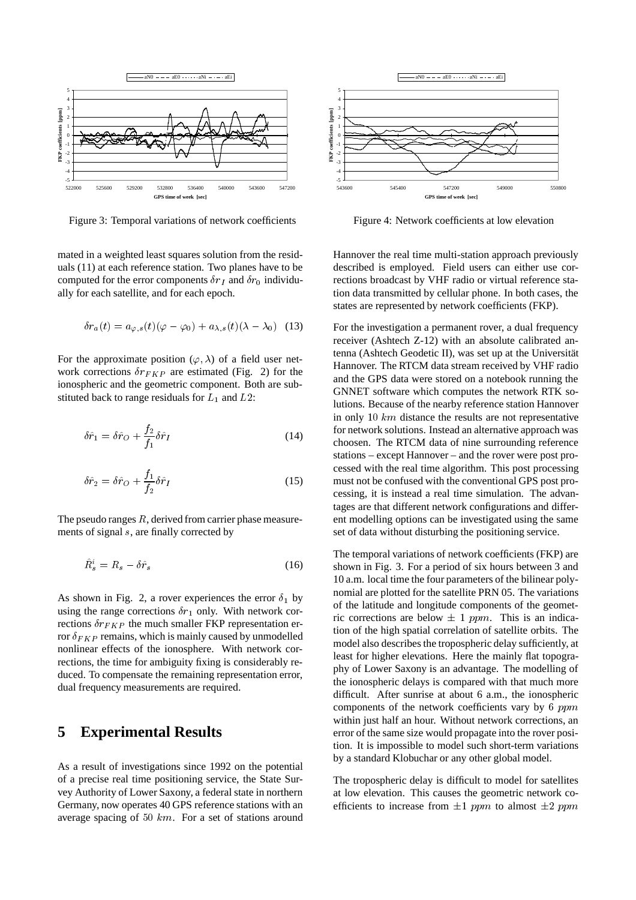Figure 3: Temporal variations of network coefficients

Figure 4: Network coefficients at low elevation

mated in a weighted least squares solution from the residuals (11) at each reference station. Two planes have to be computed for the error components $\delta r_I$ and $\delta r_0$ individually for each satellite, and for each epoch.

$$\delta r_a(t) = a_{\varphi,s}(t)(\varphi - \varphi_0) + a_{\lambda,s}(t)(\lambda - \lambda_0) \quad (13)$$

For the approximate position $(\varphi, \lambda)$ of a field user network corrections $\delta r_{FKP}$ are estimated (Fig. 2) for the ionospheric and the geometric component. Both are substituted back to range residuals for $L_1$ and $L2$:

$$\delta \hat{r}_1 = \delta \hat{r}_O + \frac{f_2}{f_1} \delta \hat{r}_I \quad (14)$$

$$\delta \hat{r}_2 = \delta \hat{r}_O + \frac{f_1}{f_2} \delta \hat{r}_I \quad (15)$$

The pseudo ranges $R$, derived from carrier phase measurements of signal $s$, are finally corrected by

$$\hat{R}_s^i = R_s - \delta \hat{r}_s \quad (16)$$

As shown in Fig. 2, a rover experiences the error $\delta_1$ by using the range corrections $\delta r_1$ only. With network corrections $\delta r_{FKP}$ the much smaller FKP representation error $\delta_{FKP}$ remains, which is mainly caused by unmodelled nonlinear effects of the ionosphere. With network corrections, the time for ambiguity fixing is considerably reduced. To compensate the remaining representation error, dual frequency measurements are required.

# 5 Experimental Results

As a result of investigations since 1992 on the potential of a precise real time positioning service, the State Survey Authority of Lower Saxony, a federal state in northern Germany, now operates 40 GPS reference stations with an average spacing of 50 $km$. For a set of stations around Hannover the real time multi-station approach previously described is employed. Field users can either use corrections broadcast by VHF radio or virtual reference station data transmitted by cellular phone. In both cases, the states are represented by network coefficients (FKP).

For the investigation a permanent rover, a dual frequency receiver (Ashtech Z-12) with an absolute calibrated antenna (Ashtech Geodetic II), was set up at the Universität Hannover. The RTCM data stream received by VHF radio and the GPS data were stored on a notebook running the GNNET software which computes the network RTK solutions. Because of the nearby reference station Hannover in only 10 $km$ distance the results are not representative for network solutions. Instead an alternative approach was choosen. The RTCM data of nine surrounding reference stations – except Hannover – and the rover were post processed with the real time algorithm. This post processing must not be confused with the conventional GPS post processing, it is instead a real time simulation. The advantages are that different network configurations and different modelling options can be investigated using the same set of data without disturbing the positioning service.

The temporal variations of network coefficients (FKP) are shown in Fig. 3. For a period of six hours between 3 and 10 a.m. local time the four parameters of the bilinear polynomial are plotted for the satellite PRN 05. The variations of the latitude and longitude components of the geometric corrections are below $\pm$ 1 $ppm$. This is an indication of the high spatial correlation of satellite orbits. The model also describes the tropospheric delay sufficiently, at least for higher elevations. Here the mainly flat topography of Lower Saxony is an advantage. The modelling of the ionospheric delays is compared with that much more difficult. After sunrise at about 6 a.m., the ionospheric components of the network coefficients vary by 6 $ppm$ within just half an hour. Without network corrections, an error of the same size would propagate into the rover position. It is impossible to model such short-term variations by a standard Klobuchar or any other global model.

The tropospheric delay is difficult to model for satellites at low elevation. This causes the geometric network coefficients to increase from $\pm 1$ $ppm$ to almost $\pm 2$ $ppm$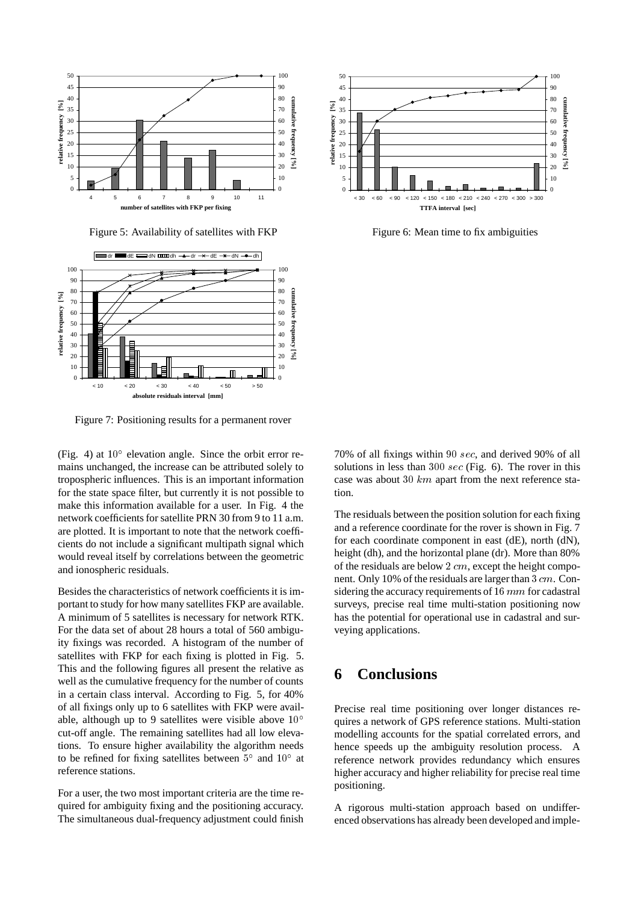Figure 5: Availability of satellites with FKP

Figure 6: Mean time to fix ambiguities

Figure 7: Positioning results for a permanent rover

(Fig. 4) at $10^\circ$ elevation angle. Since the orbit error remains unchanged, the increase can be attributed solely to tropospheric influences. This is an important information for the state space filter, but currently it is not possible to make this information available for a user. In Fig. 4 the network coefficients for satellite PRN 30 from 9 to 11 a.m. are plotted. It is important to note that the network coefficients do not include a significant multipath signal which would reveal itself by correlations between the geometric and ionospheric residuals.

Besides the characteristics of network coefficients it is important to study for how many satellites FKP are available. A minimum of 5 satellites is necessary for network RTK. For the data set of about 28 hours a total of 560 ambiguity fixings was recorded. A histogram of the number of satellites with FKP for each fixing is plotted in Fig. 5. This and the following figures all present the relative as well as the cumulative frequency for the number of counts in a certain class interval. According to Fig. 5, for 40% of all fixings only up to 6 satellites with FKP were available, although up to 9 satellites were visible above $10^\circ$ cut-off angle. The remaining satellites had all low elevations. To ensure higher availability the algorithm needs to be refined for fixing satellites between $5^\circ$ and $10^\circ$ at reference stations.

For a user, the two most important criteria are the time required for ambiguity fixing and the positioning accuracy. The simultaneous dual-frequency adjustment could finish 70% of all fixings within 90 $sec$, and derived 90% of all solutions in less than 300 $sec$ (Fig. 6). The rover in this case was about 30 $km$ apart from the next reference station.

The residuals between the position solution for each fixing and a reference coordinate for the rover is shown in Fig. 7 for each coordinate component in east (dE), north (dN), height (dh), and the horizontal plane (dr). More than 80% of the residuals are below 2 $cm$, except the height component. Only 10% of the residuals are larger than 3 $cm$. Considering the accuracy requirements of 16 $mm$ for cadastral surveys, precise real time multi-station positioning now has the potential for operational use in cadastral and surveying applications.

# 6 Conclusions

Precise real time positioning over longer distances requires a network of GPS reference stations. Multi-station modelling accounts for the spatial correlated errors, and hence speeds up the ambiguity resolution process. A reference network provides redundancy which ensures higher accuracy and higher reliability for precise real time positioning.

A rigorous multi-station approach based on undifferenced observations has already been developed and imple-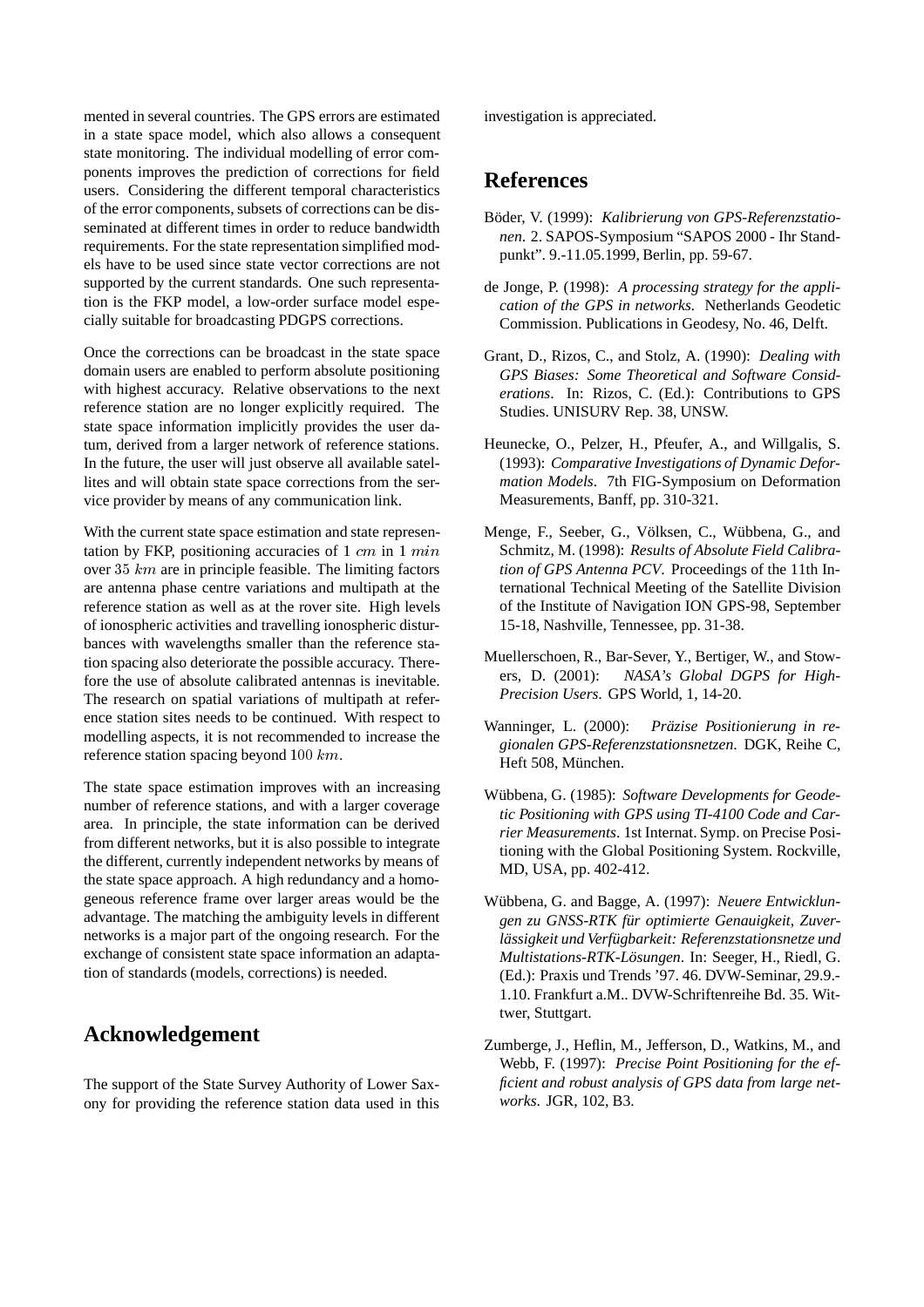mented in several countries. The GPS errors are estimated in a state space model, which also allows a consequent state monitoring. The individual modelling of error components improves the prediction of corrections for field users. Considering the different temporal characteristics of the error components, subsets of corrections can be disseminated at different times in order to reduce bandwidth requirements. For the state representation simplified models have to be used since state vector corrections are not supported by the current standards. One such representation is the FKP model, a low-order surface model especially suitable for broadcasting PDGPS corrections.

Once the corrections can be broadcast in the state space domain users are enabled to perform absolute positioning with highest accuracy. Relative observations to the next reference station are no longer explicitly required. The state space information implicitly provides the user datum, derived from a larger network of reference stations. In the future, the user will just observe all available satellites and will obtain state space corrections from the service provider by means of any communication link.

With the current state space estimation and state representation by FKP, positioning accuracies of 1 $cm$ in 1 $min$ over 35 $km$ are in principle feasible. The limiting factors are antenna phase centre variations and multipath at the reference station as well as at the rover site. High levels of ionospheric activities and travelling ionospheric disturbances with wavelengths smaller than the reference station spacing also deteriorate the possible accuracy. Therefore the use of absolute calibrated antennas is inevitable. The research on spatial variations of multipath at reference station sites needs to be continued. With respect to modelling aspects, it is not recommended to increase the reference station spacing beyond 100 $km$.

The state space estimation improves with an increasing number of reference stations, and with a larger coverage area. In principle, the state information can be derived from different networks, but it is also possible to integrate the different, currently independent networks by means of the state space approach. A high redundancy and a homogeneous reference frame over larger areas would be the advantage. The matching the ambiguity levels in different networks is a major part of the ongoing research. For the exchange of consistent state space information an adaptation of standards (models, corrections) is needed.

## Acknowledgement

The support of the State Survey Authority of Lower Saxony for providing the reference station data used in this investigation is appreciated.

## References

Böder, V. (1999): *Kalibrierung von GPS-Referenzstationen*. 2. SAPOS-Symposium "SAPOS 2000 - Ihr Standpunkt". 9.-11.05.1999, Berlin, pp. 59-67.

de Jonge, P. (1998): *A processing strategy for the application of the GPS in networks.* Netherlands Geodetic Commission. Publications in Geodesy, No. 46, Delft.

Grant, D., Rizos, C., and Stolz, A. (1990): *Dealing with GPS Biases: Some Theoretical and Software Considerations*. In: Rizos, C. (Ed.): Contributions to GPS Studies. UNISURV Rep. 38, UNSW.

Heunecke, O., Pelzer, H., Pfeufer, A., and Willgalis, S. (1993): *Comparative Investigations of Dynamic Deformation Models*. 7th FIG-Symposium on Deformation Measurements, Banff, pp. 310-321.

Menge, F., Seeber, G., Völksen, C., Wübbena, G., and Schmitz, M. (1998): *Results of Absolute Field Calibration of GPS Antenna PCV*. Proceedings of the 11th International Technical Meeting of the Satellite Division of the Institute of Navigation ION GPS-98, September 15-18, Nashville, Tennessee, pp. 31-38.

Muellerschoen, R., Bar-Sever, Y., Bertiger, W., and Stowers, D. (2001): *NASA's Global DGPS for High-Precision Users.* GPS World, 1, 14-20.

Wanninger, L. (2000): *Präzise Positionierung in regionalen GPS-Referenzstationsnetzen*. DGK, Reihe C, Heft 508, München.

Wübbena, G. (1985): *Software Developments for Geodetic Positioning with GPS using TI-4100 Code and Carrier Measurements*. 1st Internat. Symp. on Precise Positioning with the Global Positioning System. Rockville, MD, USA, pp. 402-412.

Wübbena, G. and Bagge, A. (1997): *Neuere Entwicklungen zu GNSS-RTK für optimierte Genauigkeit, Zuverlässigkeit und Verfügbarkeit: Referenzstationsnetze und Multistations-RTK-Lösungen*. In: Seeger, H., Riedl, G. (Ed.): Praxis und Trends '97. 46. DVW-Seminar, 29.9.-1.10. Frankfurt a.M.. DVW-Schriftenreihe Bd. 35. Wittwer, Stuttgart.

Zumberge, J., Heflin, M., Jefferson, D., Watkins, M., and Webb, F. (1997): *Precise Point Positioning for the efficient and robust analysis of GPS data from large networks.* JGR, 102, B3.